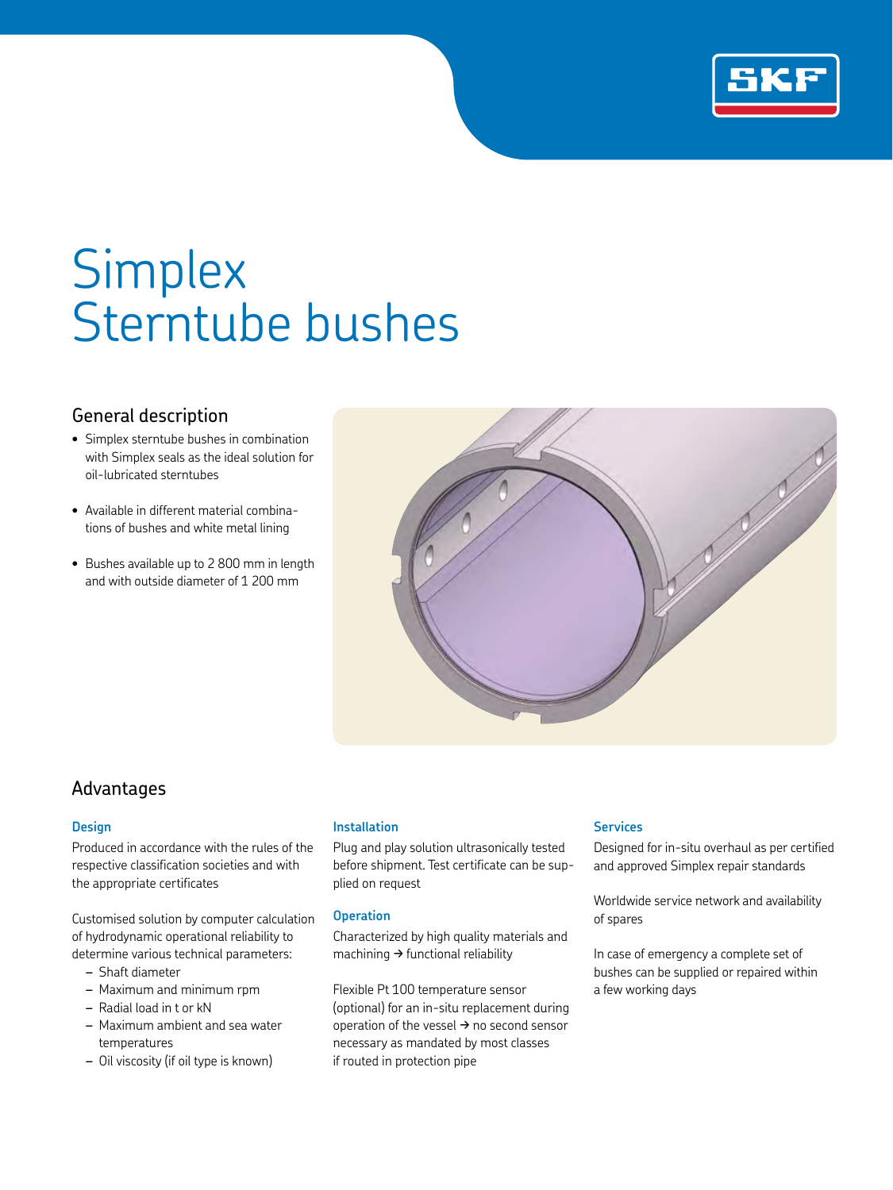# Simplex Sterntube bushes

## General description

- Simplex sterntube bushes in combination with Simplex seals as the ideal solution for oil-lubricated sterntubes
- Available in different material combinations of bushes and white metal lining
- Bushes available up to 2 800 mm in length and with outside diameter of 1 200 mm

## Advantages

### Design

Produced in accordance with the rules of the respective classification societies and with the appropriate certificates

Customised solution by computer calculation of hydrodynamic operational reliability to determine various technical parameters:

- Shaft diameter
- Maximum and minimum rpm
- Radial load in t or kN
- Maximum ambient and sea water temperatures
- Oil viscosity (if oil type is known)

### Installation

Plug and play solution ultrasonically tested before shipment. Test certificate can be supplied on request

### Operation

Characterized by high quality materials and machining → functional reliability

Flexible Pt 100 temperature sensor (optional) for an in-situ replacement during operation of the vessel → no second sensor necessary as mandated by most classes if routed in protection pipe

### Services

Designed for in-situ overhaul as per certified and approved Simplex repair standards

Worldwide service network and availability of spares

In case of emergency a complete set of bushes can be supplied or repaired within a few working days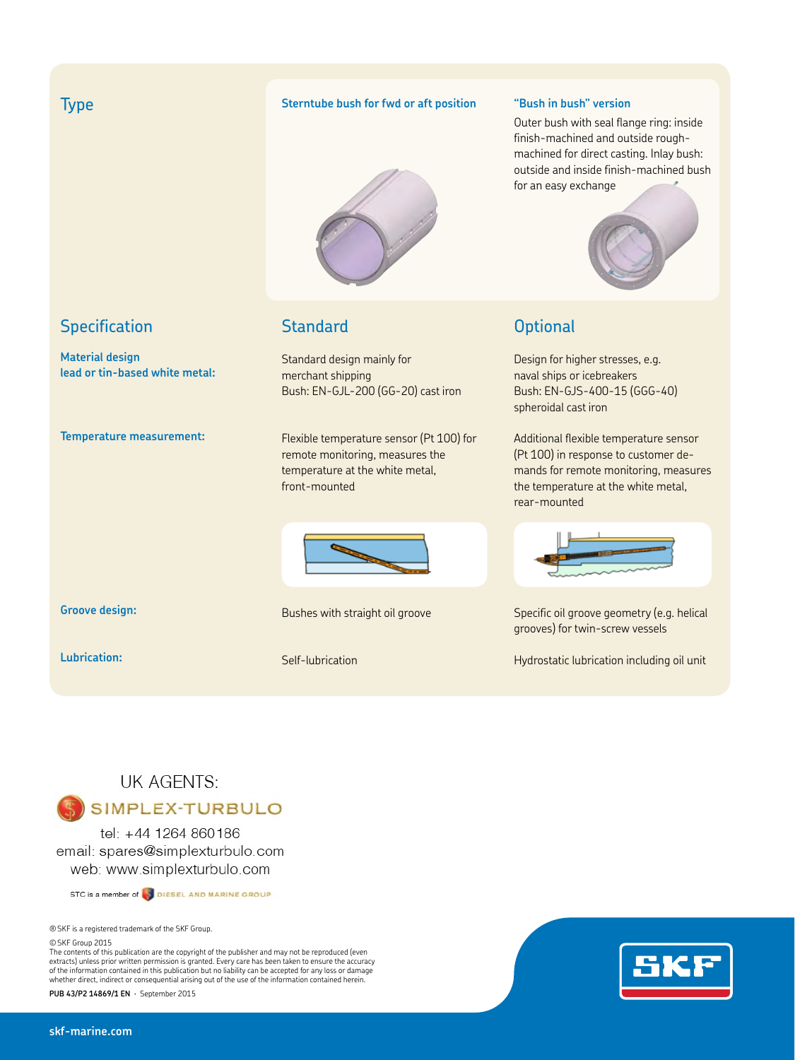| Type | Sterntube bush for fwd or aft position | "Bush in bush" version |
|---|---|---|
| | | Outer bush with seal flange ring: inside finish-machined and outside rough-machined for direct casting. Inlay bush: outside and inside finish-machined bush for an easy exchange |

| Specification | Standard | Optional |
|---|---|---|
| **Material design lead or tin-based white metal:** | Standard design mainly for merchant shipping<br>Bush: EN-GJL-200 (GG-20) cast iron | Design for higher stresses, e.g. naval ships or icebreakers<br>Bush: EN-GJS-400-15 (GGG-40) spheroidal cast iron |
| **Temperature measurement:** | Flexible temperature sensor (Pt 100) for remote monitoring, measures the temperature at the white metal, front-mounted | Additional flexible temperature sensor (Pt 100) in response to customer demands for remote monitoring, measures the temperature at the white metal, rear-mounted |
| **Groove design:** | Bushes with straight oil groove | Specific oil groove geometry (e.g. helical grooves) for twin-screw vessels |
| **Lubrication:** | Self-lubrication | Hydrostatic lubrication including oil unit |

UK AGENTS:

SIMPLEX-TURBULO

tel: +44 1264 860186
email: spares@simplexturbulo.com
web: www.simplexturbulo.com

STC is a member of DIESEL AND MARINE GROUP

® SKF is a registered trademark of the SKF Group.

© SKF Group 2015
The contents of this publication are the copyright of the publisher and may not be reproduced (even extracts) unless prior written permission is granted. Every care has been taken to ensure the accuracy of the information contained in this publication but no liability can be accepted for any loss or damage whether direct, indirect or consequential arising out of the use of the information contained herein.

**PUB 43/P2 14869/1 EN** · September 2015

SKF

**skf-marine.com**